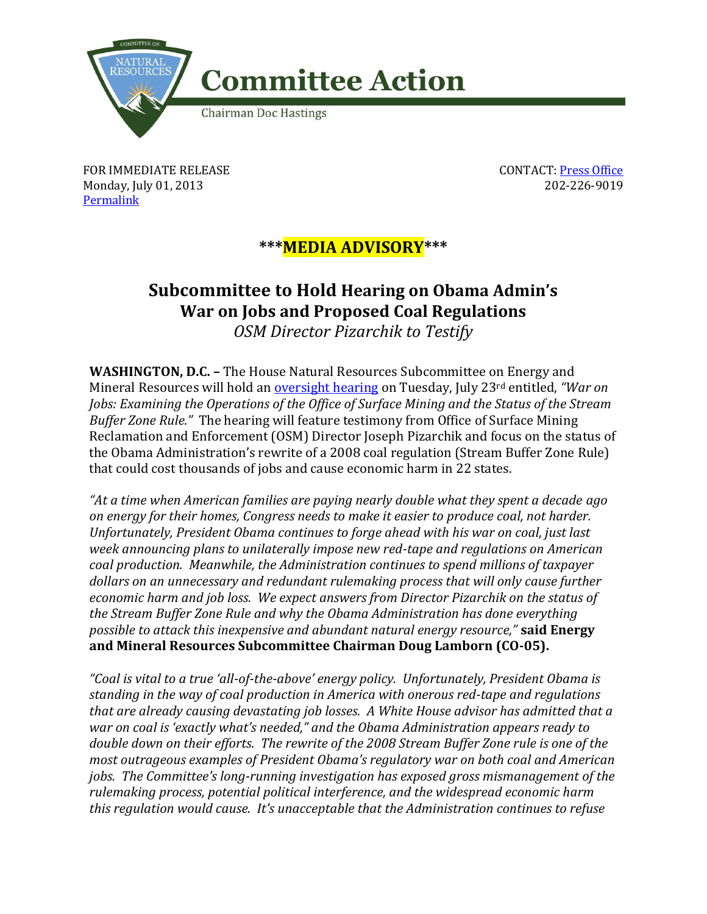COMMITTEE ON NATURAL RESOURCES

# Committee Action

Chairman Doc Hastings

FOR IMMEDIATE RELEASE
Monday, July 01, 2013
[Permalink]

CONTACT: [Press Office]
202-226-9019

**\*\*\*MEDIA ADVISORY\*\*\***

## Subcommittee to Hold Hearing on Obama Admin's War on Jobs and Proposed Coal Regulations

*OSM Director Pizarchik to Testify*

**WASHINGTON, D.C. –** The House Natural Resources Subcommittee on Energy and Mineral Resources will hold an oversight hearing on Tuesday, July 23rd entitled, *"War on Jobs: Examining the Operations of the Office of Surface Mining and the Status of the Stream Buffer Zone Rule."* The hearing will feature testimony from Office of Surface Mining Reclamation and Enforcement (OSM) Director Joseph Pizarchik and focus on the status of the Obama Administration's rewrite of a 2008 coal regulation (Stream Buffer Zone Rule) that could cost thousands of jobs and cause economic harm in 22 states.

*"At a time when American families are paying nearly double what they spent a decade ago on energy for their homes, Congress needs to make it easier to produce coal, not harder. Unfortunately, President Obama continues to forge ahead with his war on coal, just last week announcing plans to unilaterally impose new red-tape and regulations on American coal production. Meanwhile, the Administration continues to spend millions of taxpayer dollars on an unnecessary and redundant rulemaking process that will only cause further economic harm and job loss. We expect answers from Director Pizarchik on the status of the Stream Buffer Zone Rule and why the Obama Administration has done everything possible to attack this inexpensive and abundant natural energy resource,"* **said Energy and Mineral Resources Subcommittee Chairman Doug Lamborn (CO-05).**

*"Coal is vital to a true 'all-of-the-above' energy policy. Unfortunately, President Obama is standing in the way of coal production in America with onerous red-tape and regulations that are already causing devastating job losses. A White House advisor has admitted that a war on coal is 'exactly what's needed," and the Obama Administration appears ready to double down on their efforts. The rewrite of the 2008 Stream Buffer Zone rule is one of the most outrageous examples of President Obama's regulatory war on both coal and American jobs. The Committee's long-running investigation has exposed gross mismanagement of the rulemaking process, potential political interference, and the widespread economic harm this regulation would cause. It's unacceptable that the Administration continues to refuse*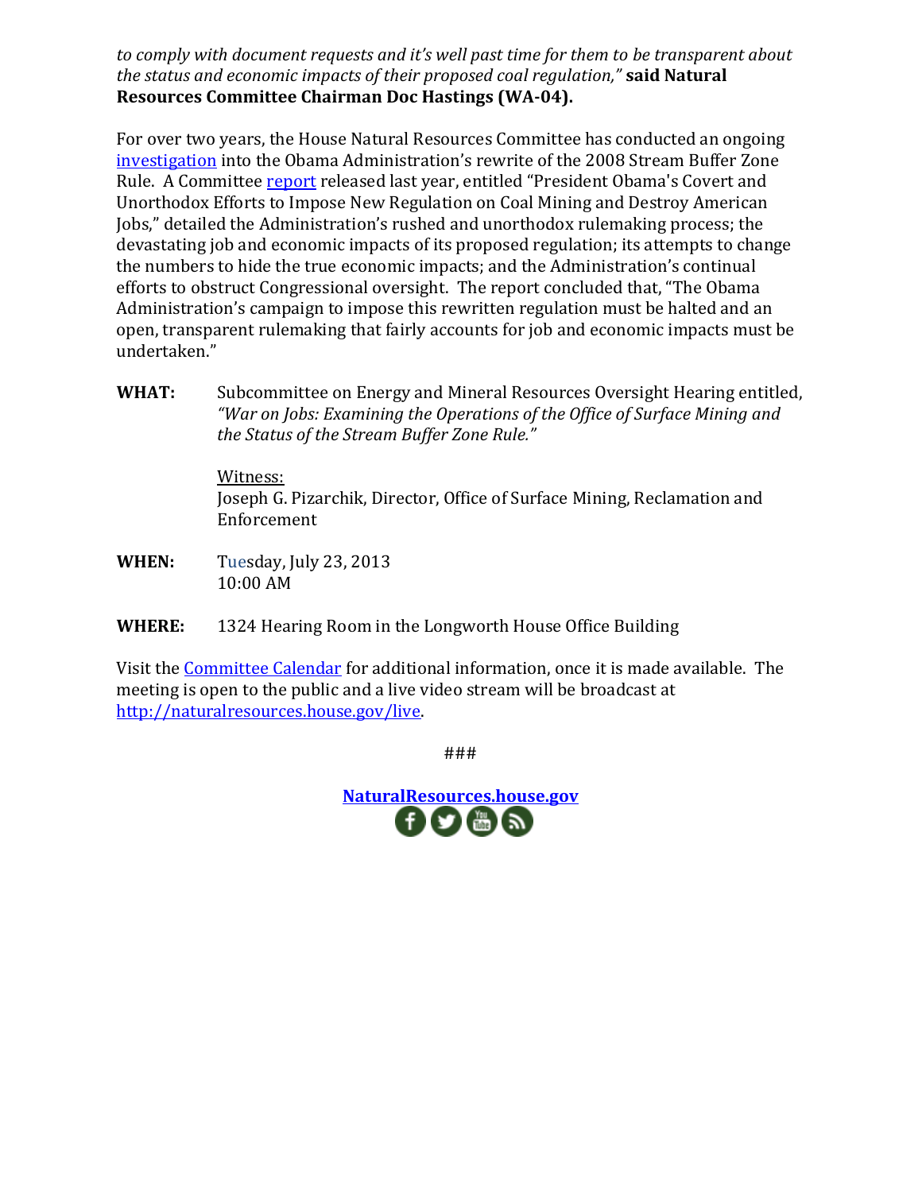*to comply with document requests and it's well past time for them to be transparent about the status and economic impacts of their proposed coal regulation,"* **said Natural Resources Committee Chairman Doc Hastings (WA-04).**

For over two years, the House Natural Resources Committee has conducted an ongoing investigation into the Obama Administration's rewrite of the 2008 Stream Buffer Zone Rule. A Committee report released last year, entitled "President Obama's Covert and Unorthodox Efforts to Impose New Regulation on Coal Mining and Destroy American Jobs," detailed the Administration's rushed and unorthodox rulemaking process; the devastating job and economic impacts of its proposed regulation; its attempts to change the numbers to hide the true economic impacts; and the Administration's continual efforts to obstruct Congressional oversight. The report concluded that, "The Obama Administration's campaign to impose this rewritten regulation must be halted and an open, transparent rulemaking that fairly accounts for job and economic impacts must be undertaken."

**WHAT:** Subcommittee on Energy and Mineral Resources Oversight Hearing entitled, *"War on Jobs: Examining the Operations of the Office of Surface Mining and the Status of the Stream Buffer Zone Rule."*

Witness:
Joseph G. Pizarchik, Director, Office of Surface Mining, Reclamation and Enforcement

**WHEN:** Tuesday, July 23, 2013
10:00 AM

**WHERE:** 1324 Hearing Room in the Longworth House Office Building

Visit the Committee Calendar for additional information, once it is made available. The meeting is open to the public and a live video stream will be broadcast at http://naturalresources.house.gov/live.

###

**NaturalResources.house.gov**